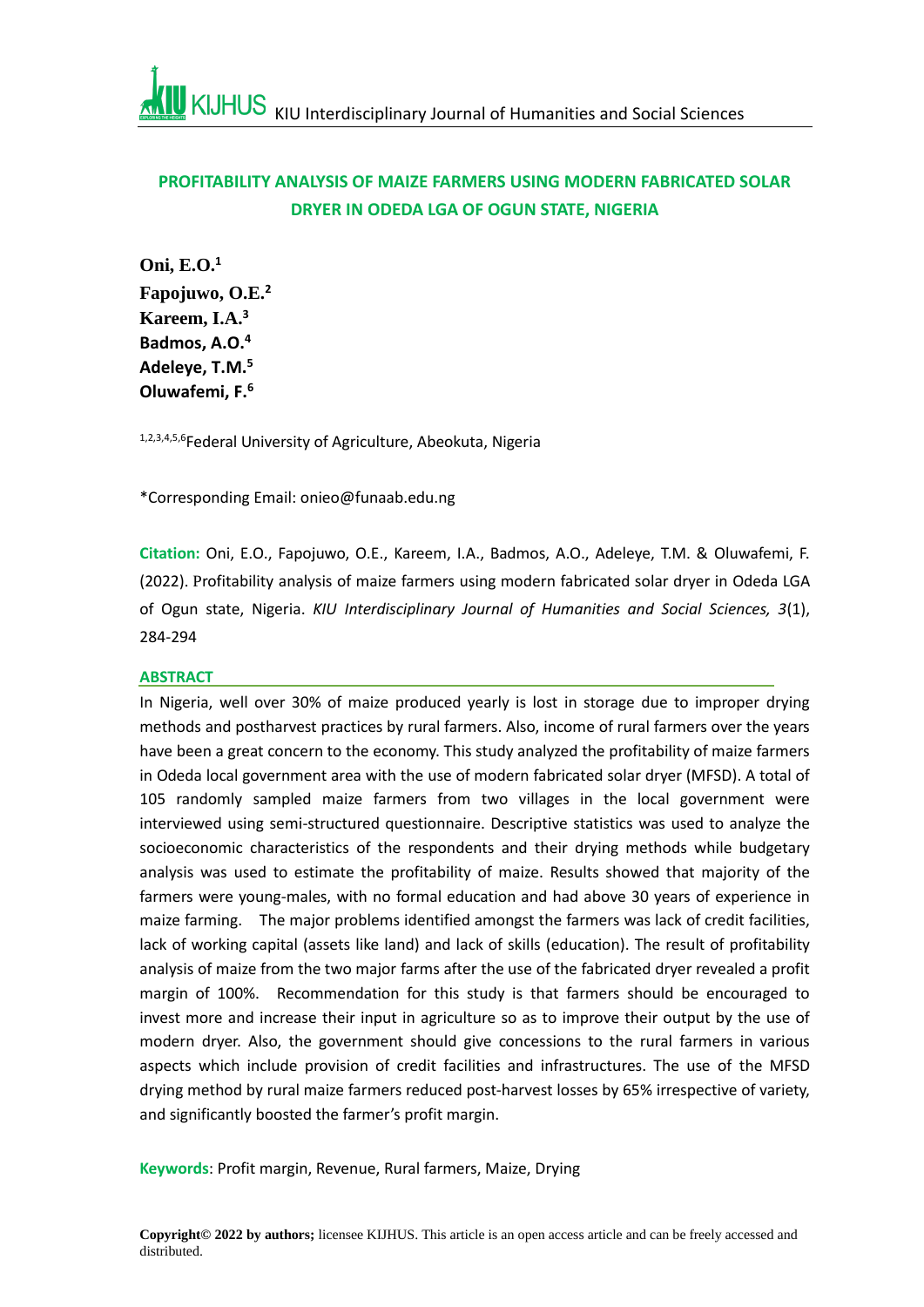# PROFITABILITY ANALYSIS OF MAIZE FARMERS USING MODERN FABRICATED SOLAR DRYER IN ODEDA LGA OF OGUN STATE, NIGERIA

**Oni, E.O.[1]**
**Fapojuwo, O.E.[2]**
**Kareem, I.A.[3]**
**Badmos, A.O.[4]**
**Adeleye, T.M.[5]**
**Oluwafemi, F.[6]**

[1,2,3,4,5,6]Federal University of Agriculture, Abeokuta, Nigeria

*Corresponding Email: onieo@funaab.edu.ng

**Citation:** Oni, E.O., Fapojuwo, O.E., Kareem, I.A., Badmos, A.O., Adeleye, T.M. & Oluwafemi, F. (2022). Profitability analysis of maize farmers using modern fabricated solar dryer in Odeda LGA of Ogun state, Nigeria. *KIU Interdisciplinary Journal of Humanities and Social Sciences, 3*(1), 284-294

## ABSTRACT

In Nigeria, well over 30% of maize produced yearly is lost in storage due to improper drying methods and postharvest practices by rural farmers. Also, income of rural farmers over the years have been a great concern to the economy. This study analyzed the profitability of maize farmers in Odeda local government area with the use of modern fabricated solar dryer (MFSD). A total of 105 randomly sampled maize farmers from two villages in the local government were interviewed using semi-structured questionnaire. Descriptive statistics was used to analyze the socioeconomic characteristics of the respondents and their drying methods while budgetary analysis was used to estimate the profitability of maize. Results showed that majority of the farmers were young-males, with no formal education and had above 30 years of experience in maize farming. The major problems identified amongst the farmers was lack of credit facilities, lack of working capital (assets like land) and lack of skills (education). The result of profitability analysis of maize from the two major farms after the use of the fabricated dryer revealed a profit margin of 100%. Recommendation for this study is that farmers should be encouraged to invest more and increase their input in agriculture so as to improve their output by the use of modern dryer. Also, the government should give concessions to the rural farmers in various aspects which include provision of credit facilities and infrastructures. The use of the MFSD drying method by rural maize farmers reduced post-harvest losses by 65% irrespective of variety, and significantly boosted the farmer's profit margin.

**Keywords**: Profit margin, Revenue, Rural farmers, Maize, Drying

**Copyright© 2022 by authors;** licensee KIJHUS. This article is an open access article and can be freely accessed and distributed.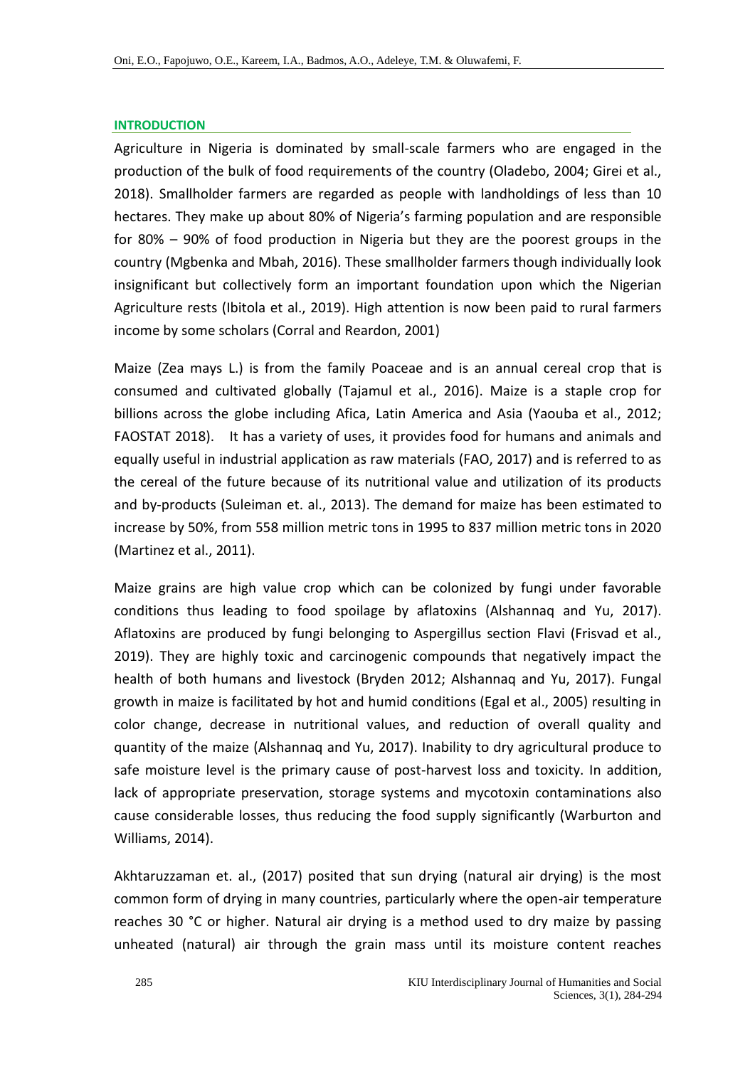## INTRODUCTION

Agriculture in Nigeria is dominated by small-scale farmers who are engaged in the production of the bulk of food requirements of the country (Oladebo, 2004; Girei et al., 2018). Smallholder farmers are regarded as people with landholdings of less than 10 hectares. They make up about 80% of Nigeria's farming population and are responsible for 80% – 90% of food production in Nigeria but they are the poorest groups in the country (Mgbenka and Mbah, 2016). These smallholder farmers though individually look insignificant but collectively form an important foundation upon which the Nigerian Agriculture rests (Ibitola et al., 2019). High attention is now been paid to rural farmers income by some scholars (Corral and Reardon, 2001)

Maize (Zea mays L.) is from the family Poaceae and is an annual cereal crop that is consumed and cultivated globally (Tajamul et al., 2016). Maize is a staple crop for billions across the globe including Afica, Latin America and Asia (Yaouba et al., 2012; FAOSTAT 2018). It has a variety of uses, it provides food for humans and animals and equally useful in industrial application as raw materials (FAO, 2017) and is referred to as the cereal of the future because of its nutritional value and utilization of its products and by-products (Suleiman et. al., 2013). The demand for maize has been estimated to increase by 50%, from 558 million metric tons in 1995 to 837 million metric tons in 2020 (Martinez et al., 2011).

Maize grains are high value crop which can be colonized by fungi under favorable conditions thus leading to food spoilage by aflatoxins (Alshannaq and Yu, 2017). Aflatoxins are produced by fungi belonging to Aspergillus section Flavi (Frisvad et al., 2019). They are highly toxic and carcinogenic compounds that negatively impact the health of both humans and livestock (Bryden 2012; Alshannaq and Yu, 2017). Fungal growth in maize is facilitated by hot and humid conditions (Egal et al., 2005) resulting in color change, decrease in nutritional values, and reduction of overall quality and quantity of the maize (Alshannaq and Yu, 2017). Inability to dry agricultural produce to safe moisture level is the primary cause of post-harvest loss and toxicity. In addition, lack of appropriate preservation, storage systems and mycotoxin contaminations also cause considerable losses, thus reducing the food supply significantly (Warburton and Williams, 2014).

Akhtaruzzaman et. al., (2017) posited that sun drying (natural air drying) is the most common form of drying in many countries, particularly where the open-air temperature reaches 30 °C or higher. Natural air drying is a method used to dry maize by passing unheated (natural) air through the grain mass until its moisture content reaches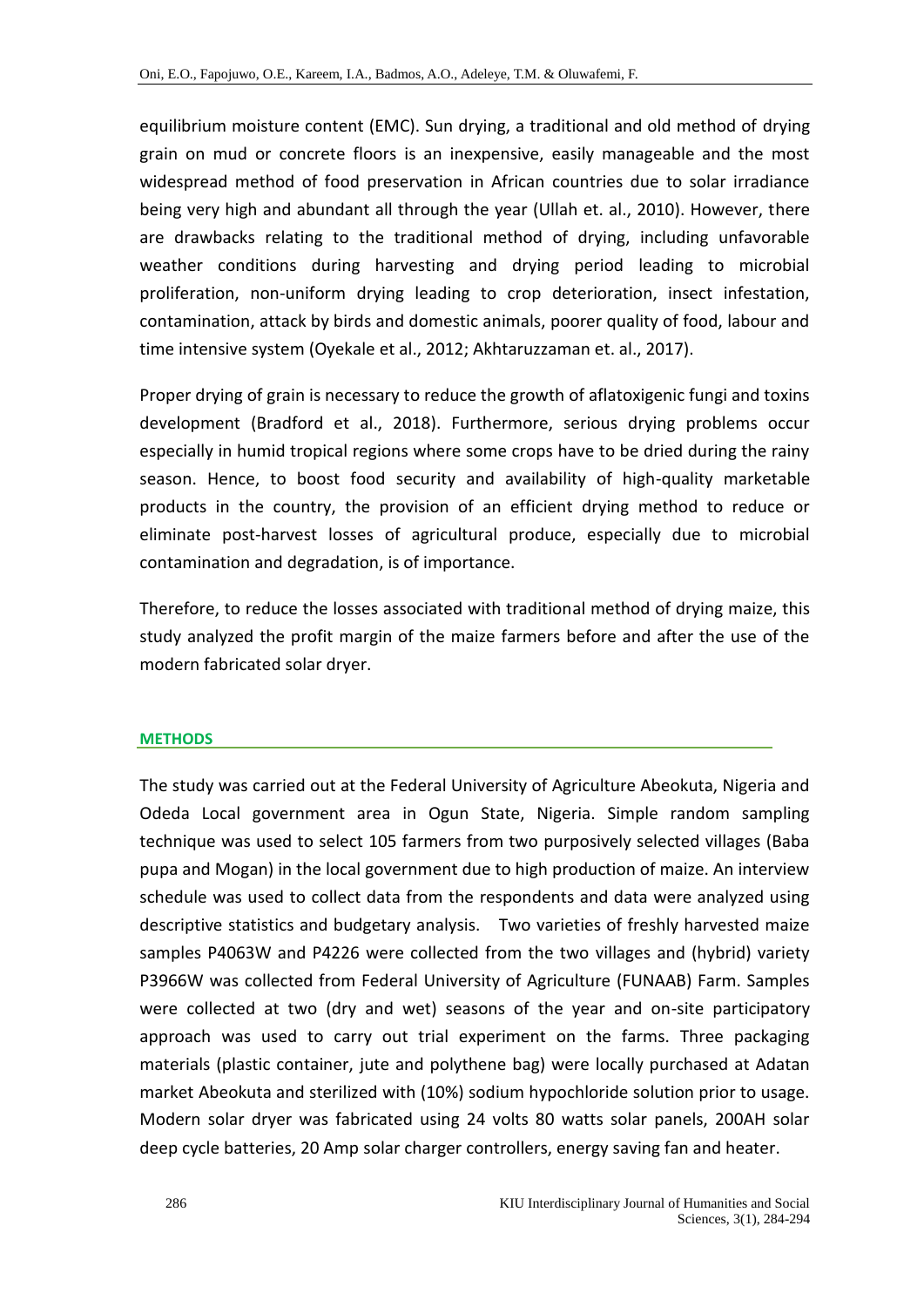equilibrium moisture content (EMC). Sun drying, a traditional and old method of drying grain on mud or concrete floors is an inexpensive, easily manageable and the most widespread method of food preservation in African countries due to solar irradiance being very high and abundant all through the year (Ullah et. al., 2010). However, there are drawbacks relating to the traditional method of drying, including unfavorable weather conditions during harvesting and drying period leading to microbial proliferation, non-uniform drying leading to crop deterioration, insect infestation, contamination, attack by birds and domestic animals, poorer quality of food, labour and time intensive system (Oyekale et al., 2012; Akhtaruzzaman et. al., 2017).

Proper drying of grain is necessary to reduce the growth of aflatoxigenic fungi and toxins development (Bradford et al., 2018). Furthermore, serious drying problems occur especially in humid tropical regions where some crops have to be dried during the rainy season. Hence, to boost food security and availability of high-quality marketable products in the country, the provision of an efficient drying method to reduce or eliminate post-harvest losses of agricultural produce, especially due to microbial contamination and degradation, is of importance.

Therefore, to reduce the losses associated with traditional method of drying maize, this study analyzed the profit margin of the maize farmers before and after the use of the modern fabricated solar dryer.

## METHODS

The study was carried out at the Federal University of Agriculture Abeokuta, Nigeria and Odeda Local government area in Ogun State, Nigeria. Simple random sampling technique was used to select 105 farmers from two purposively selected villages (Baba pupa and Mogan) in the local government due to high production of maize. An interview schedule was used to collect data from the respondents and data were analyzed using descriptive statistics and budgetary analysis. Two varieties of freshly harvested maize samples P4063W and P4226 were collected from the two villages and (hybrid) variety P3966W was collected from Federal University of Agriculture (FUNAAB) Farm. Samples were collected at two (dry and wet) seasons of the year and on-site participatory approach was used to carry out trial experiment on the farms. Three packaging materials (plastic container, jute and polythene bag) were locally purchased at Adatan market Abeokuta and sterilized with (10%) sodium hypochloride solution prior to usage. Modern solar dryer was fabricated using 24 volts 80 watts solar panels, 200AH solar deep cycle batteries, 20 Amp solar charger controllers, energy saving fan and heater.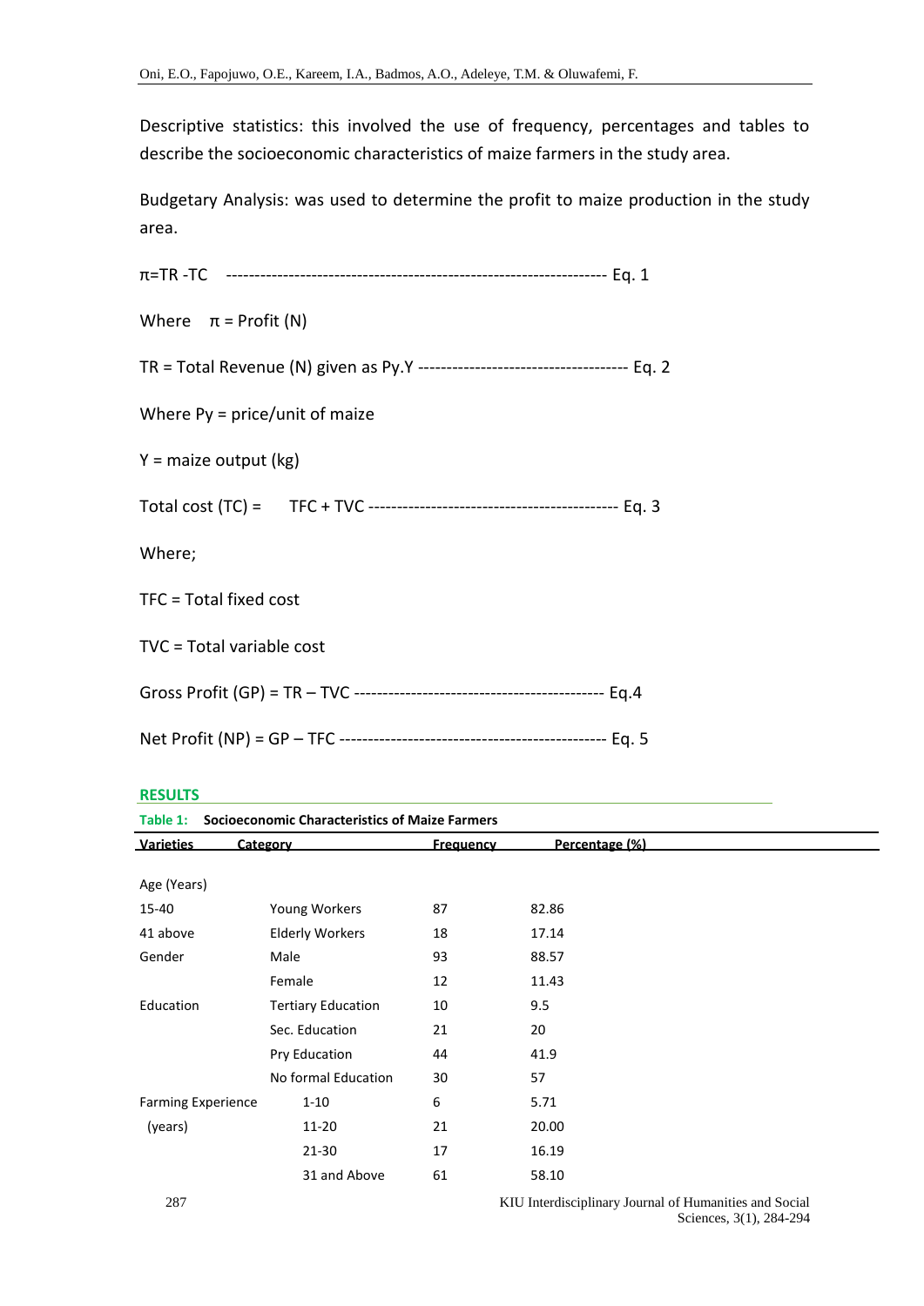Descriptive statistics: this involved the use of frequency, percentages and tables to describe the socioeconomic characteristics of maize farmers in the study area.

Budgetary Analysis: was used to determine the profit to maize production in the study area.

$\pi$=TR -TC ------------------------------------------------------------------ Eq. 1

Where $\pi$ = Profit (N)

TR = Total Revenue (N) given as Py.Y ------------------------------------- Eq. 2

Where Py = price/unit of maize

Y = maize output (kg)

Total cost (TC) = TFC + TVC ------------------------------------------- Eq. 3

Where;

TFC = Total fixed cost

TVC = Total variable cost

Gross Profit (GP) = TR – TVC ------------------------------------------- Eq.4

Net Profit (NP) = GP – TFC ---------------------------------------------- Eq. 5

## RESULTS

**Table 1: Socioeconomic Characteristics of Maize Farmers**

| Varieties | Category | Frequency | Percentage (%) |
|---|---|---|---|
| Age (Years) | | | |
| 15-40 | Young Workers | 87 | 82.86 |
| 41 above | Elderly Workers | 18 | 17.14 |
| Gender | Male | 93 | 88.57 |
| | Female | 12 | 11.43 |
| Education | Tertiary Education | 10 | 9.5 |
| | Sec. Education | 21 | 20 |
| | Pry Education | 44 | 41.9 |
| | No formal Education | 30 | 57 |
| Farming Experience (years) | 1-10 | 6 | 5.71 |
| | 11-20 | 21 | 20.00 |
| | 21-30 | 17 | 16.19 |
| | 31 and Above | 61 | 58.10 |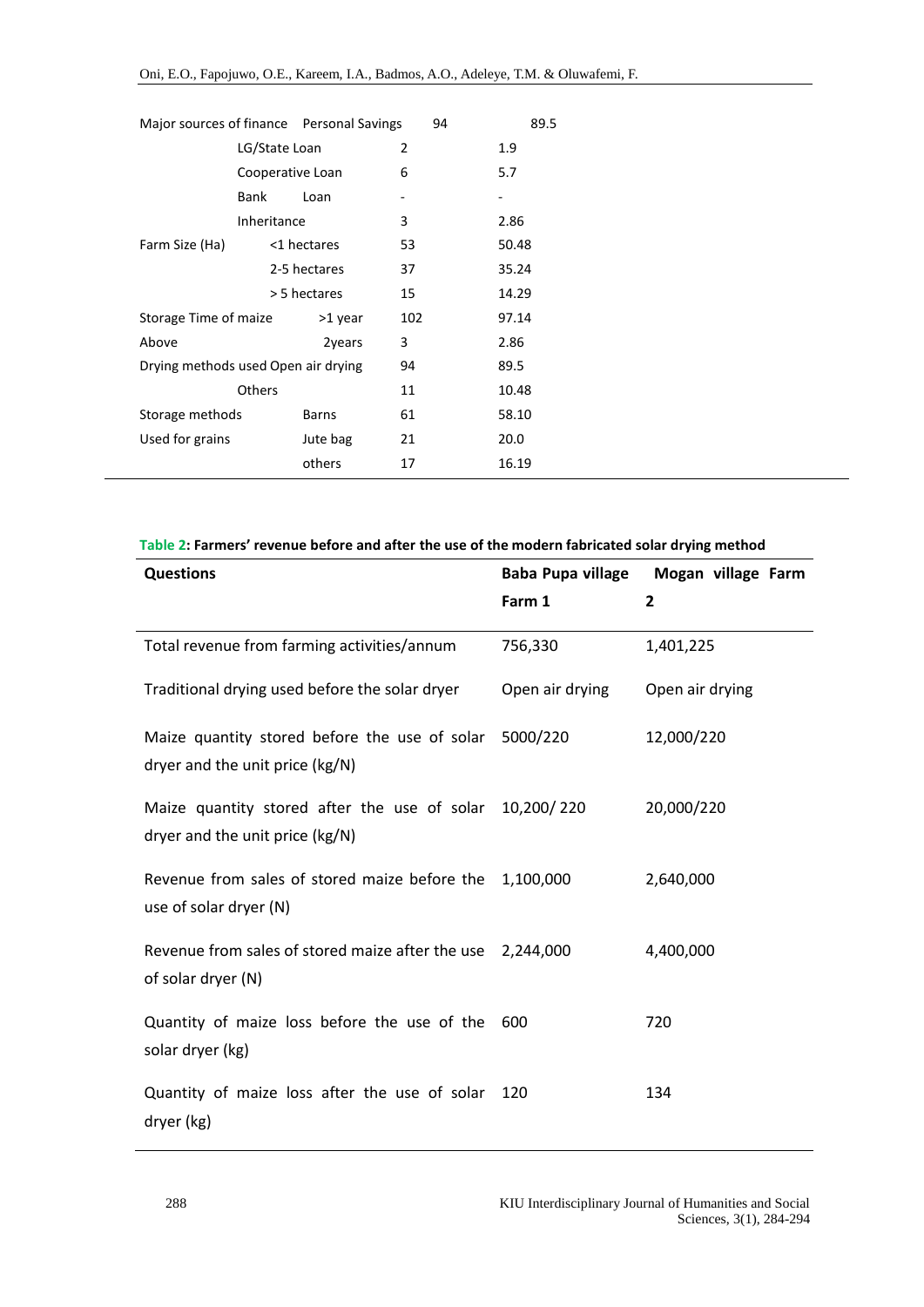| | | | |
|---|---|---|---|
| Major sources of finance | Personal Savings | 94 | 89.5 |
| | LG/State Loan | 2 | 1.9 |
| | Cooperative Loan | 6 | 5.7 |
| | Bank Loan | - | - |
| | Inheritance | 3 | 2.86 |
| Farm Size (Ha) | <1 hectares | 53 | 50.48 |
| | 2-5 hectares | 37 | 35.24 |
| | > 5 hectares | 15 | 14.29 |
| Storage Time of maize | >1 year | 102 | 97.14 |
| Above | 2years | 3 | 2.86 |
| Drying methods used | Open air drying | 94 | 89.5 |
| | Others | 11 | 10.48 |
| Storage methods | Barns | 61 | 58.10 |
| Used for grains | Jute bag | 21 | 20.0 |
| | others | 17 | 16.19 |

**Table 2: Farmers' revenue before and after the use of the modern fabricated solar drying method**

| Questions | Baba Pupa village Farm 1 | Mogan village Farm 2 |
|---|---|---|
| Total revenue from farming activities/annum | 756,330 | 1,401,225 |
| Traditional drying used before the solar dryer | Open air drying | Open air drying |
| Maize quantity stored before the use of solar dryer and the unit price (kg/N) | 5000/220 | 12,000/220 |
| Maize quantity stored after the use of solar dryer and the unit price (kg/N) | 10,200/ 220 | 20,000/220 |
| Revenue from sales of stored maize before the use of solar dryer (N) | 1,100,000 | 2,640,000 |
| Revenue from sales of stored maize after the use of solar dryer (N) | 2,244,000 | 4,400,000 |
| Quantity of maize loss before the use of the solar dryer (kg) | 600 | 720 |
| Quantity of maize loss after the use of solar dryer (kg) | 120 | 134 |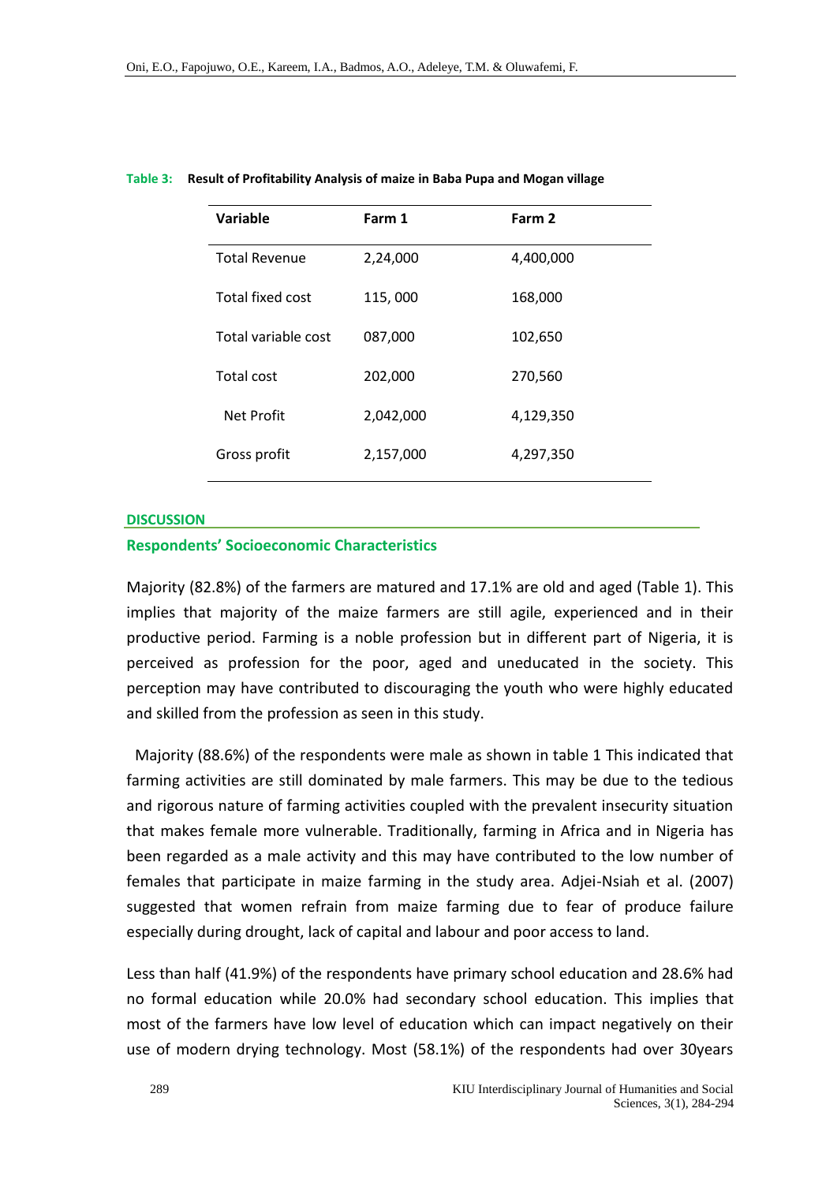**Table 3: Result of Profitability Analysis of maize in Baba Pupa and Mogan village**

| Variable | Farm 1 | Farm 2 |
|---|---|---|
| Total Revenue | 2,24,000 | 4,400,000 |
| Total fixed cost | 115, 000 | 168,000 |
| Total variable cost | 087,000 | 102,650 |
| Total cost | 202,000 | 270,560 |
| Net Profit | 2,042,000 | 4,129,350 |
| Gross profit | 2,157,000 | 4,297,350 |

## DISCUSSION

### Respondents' Socioeconomic Characteristics

Majority (82.8%) of the farmers are matured and 17.1% are old and aged (Table 1). This implies that majority of the maize farmers are still agile, experienced and in their productive period. Farming is a noble profession but in different part of Nigeria, it is perceived as profession for the poor, aged and uneducated in the society. This perception may have contributed to discouraging the youth who were highly educated and skilled from the profession as seen in this study.

Majority (88.6%) of the respondents were male as shown in table 1 This indicated that farming activities are still dominated by male farmers. This may be due to the tedious and rigorous nature of farming activities coupled with the prevalent insecurity situation that makes female more vulnerable. Traditionally, farming in Africa and in Nigeria has been regarded as a male activity and this may have contributed to the low number of females that participate in maize farming in the study area. Adjei-Nsiah et al. (2007) suggested that women refrain from maize farming due to fear of produce failure especially during drought, lack of capital and labour and poor access to land.

Less than half (41.9%) of the respondents have primary school education and 28.6% had no formal education while 20.0% had secondary school education. This implies that most of the farmers have low level of education which can impact negatively on their use of modern drying technology. Most (58.1%) of the respondents had over 30years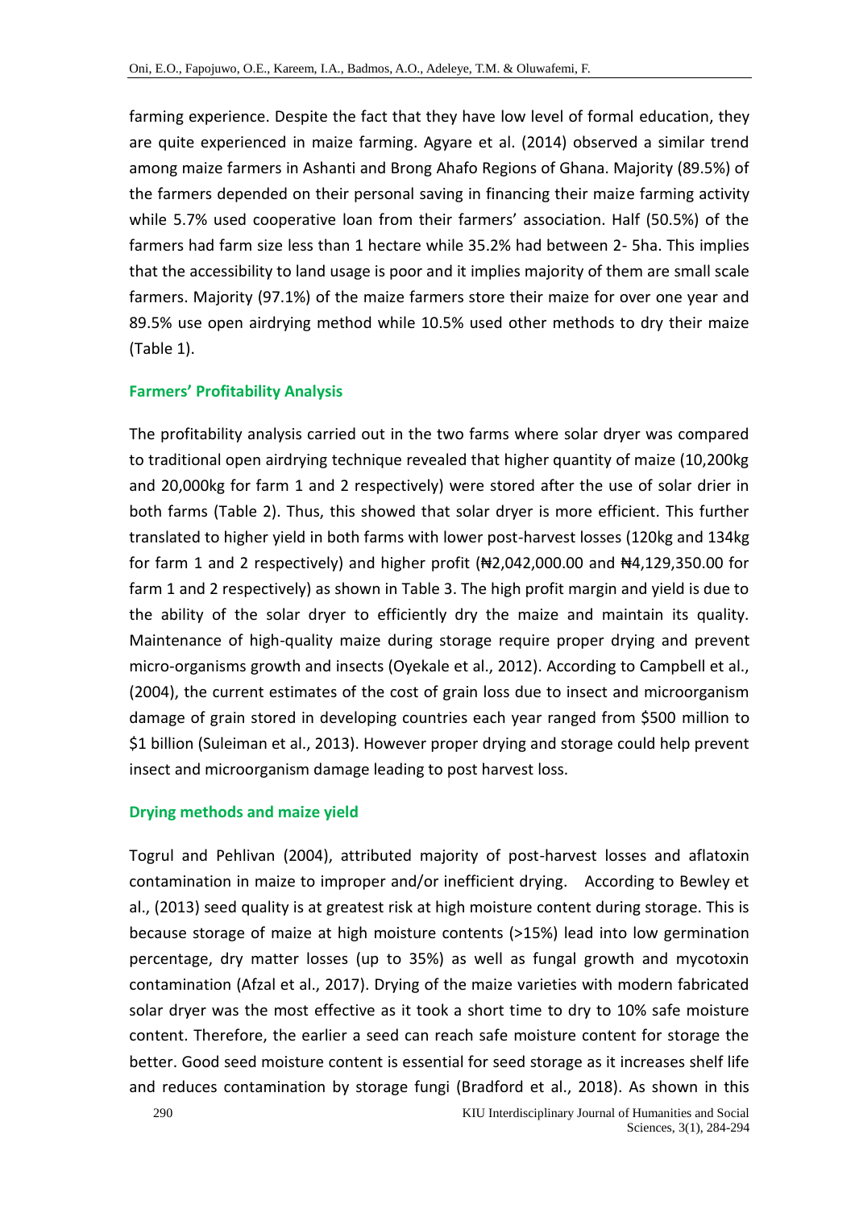farming experience. Despite the fact that they have low level of formal education, they are quite experienced in maize farming. Agyare et al. (2014) observed a similar trend among maize farmers in Ashanti and Brong Ahafo Regions of Ghana. Majority (89.5%) of the farmers depended on their personal saving in financing their maize farming activity while 5.7% used cooperative loan from their farmers' association. Half (50.5%) of the farmers had farm size less than 1 hectare while 35.2% had between 2- 5ha. This implies that the accessibility to land usage is poor and it implies majority of them are small scale farmers. Majority (97.1%) of the maize farmers store their maize for over one year and 89.5% use open airdrying method while 10.5% used other methods to dry their maize (Table 1).

### Farmers' Profitability Analysis

The profitability analysis carried out in the two farms where solar dryer was compared to traditional open airdrying technique revealed that higher quantity of maize (10,200kg and 20,000kg for farm 1 and 2 respectively) were stored after the use of solar drier in both farms (Table 2). Thus, this showed that solar dryer is more efficient. This further translated to higher yield in both farms with lower post-harvest losses (120kg and 134kg for farm 1 and 2 respectively) and higher profit (₦2,042,000.00 and ₦4,129,350.00 for farm 1 and 2 respectively) as shown in Table 3. The high profit margin and yield is due to the ability of the solar dryer to efficiently dry the maize and maintain its quality. Maintenance of high-quality maize during storage require proper drying and prevent micro-organisms growth and insects (Oyekale et al., 2012). According to Campbell et al., (2004), the current estimates of the cost of grain loss due to insect and microorganism damage of grain stored in developing countries each year ranged from $500 million to $1 billion (Suleiman et al., 2013). However proper drying and storage could help prevent insect and microorganism damage leading to post harvest loss.

### Drying methods and maize yield

Togrul and Pehlivan (2004), attributed majority of post-harvest losses and aflatoxin contamination in maize to improper and/or inefficient drying. According to Bewley et al., (2013) seed quality is at greatest risk at high moisture content during storage. This is because storage of maize at high moisture contents (>15%) lead into low germination percentage, dry matter losses (up to 35%) as well as fungal growth and mycotoxin contamination (Afzal et al., 2017). Drying of the maize varieties with modern fabricated solar dryer was the most effective as it took a short time to dry to 10% safe moisture content. Therefore, the earlier a seed can reach safe moisture content for storage the better. Good seed moisture content is essential for seed storage as it increases shelf life and reduces contamination by storage fungi (Bradford et al., 2018). As shown in this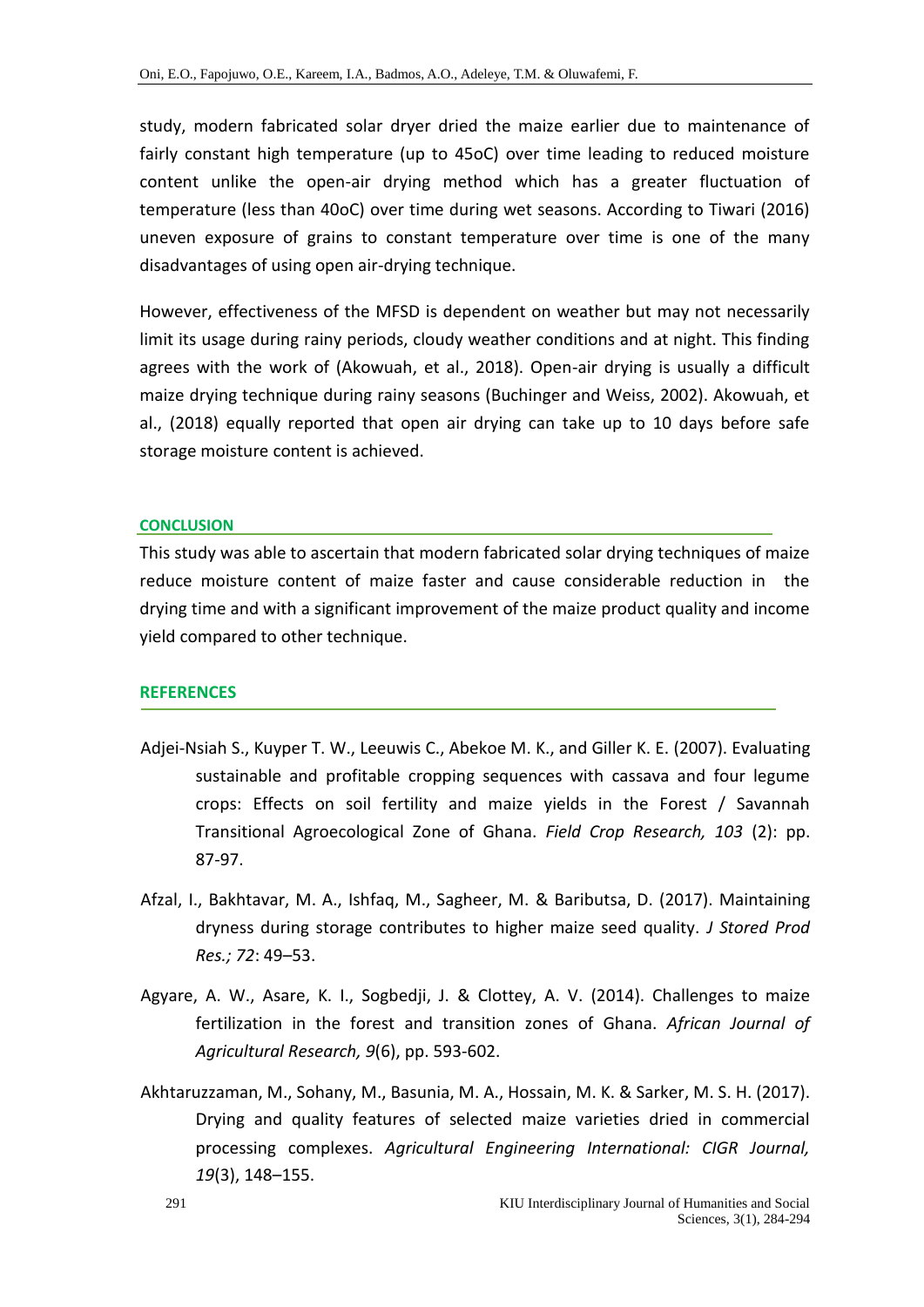study, modern fabricated solar dryer dried the maize earlier due to maintenance of fairly constant high temperature (up to 45oC) over time leading to reduced moisture content unlike the open-air drying method which has a greater fluctuation of temperature (less than 40oC) over time during wet seasons. According to Tiwari (2016) uneven exposure of grains to constant temperature over time is one of the many disadvantages of using open air-drying technique.

However, effectiveness of the MFSD is dependent on weather but may not necessarily limit its usage during rainy periods, cloudy weather conditions and at night. This finding agrees with the work of (Akowuah, et al., 2018). Open-air drying is usually a difficult maize drying technique during rainy seasons (Buchinger and Weiss, 2002). Akowuah, et al., (2018) equally reported that open air drying can take up to 10 days before safe storage moisture content is achieved.

## CONCLUSION

This study was able to ascertain that modern fabricated solar drying techniques of maize reduce moisture content of maize faster and cause considerable reduction in the drying time and with a significant improvement of the maize product quality and income yield compared to other technique.

## REFERENCES

Adjei-Nsiah S., Kuyper T. W., Leeuwis C., Abekoe M. K., and Giller K. E. (2007). Evaluating sustainable and profitable cropping sequences with cassava and four legume crops: Effects on soil fertility and maize yields in the Forest / Savannah Transitional Agroecological Zone of Ghana. *Field Crop Research, 103* (2): pp. 87-97.

Afzal, I., Bakhtavar, M. A., Ishfaq, M., Sagheer, M. & Baributsa, D. (2017). Maintaining dryness during storage contributes to higher maize seed quality. *J Stored Prod Res.; 72*: 49–53.

Agyare, A. W., Asare, K. I., Sogbedji, J. & Clottey, A. V. (2014). Challenges to maize fertilization in the forest and transition zones of Ghana. *African Journal of Agricultural Research, 9*(6), pp. 593-602.

Akhtaruzzaman, M., Sohany, M., Basunia, M. A., Hossain, M. K. & Sarker, M. S. H. (2017). Drying and quality features of selected maize varieties dried in commercial processing complexes. *Agricultural Engineering International: CIGR Journal, 19*(3), 148–155.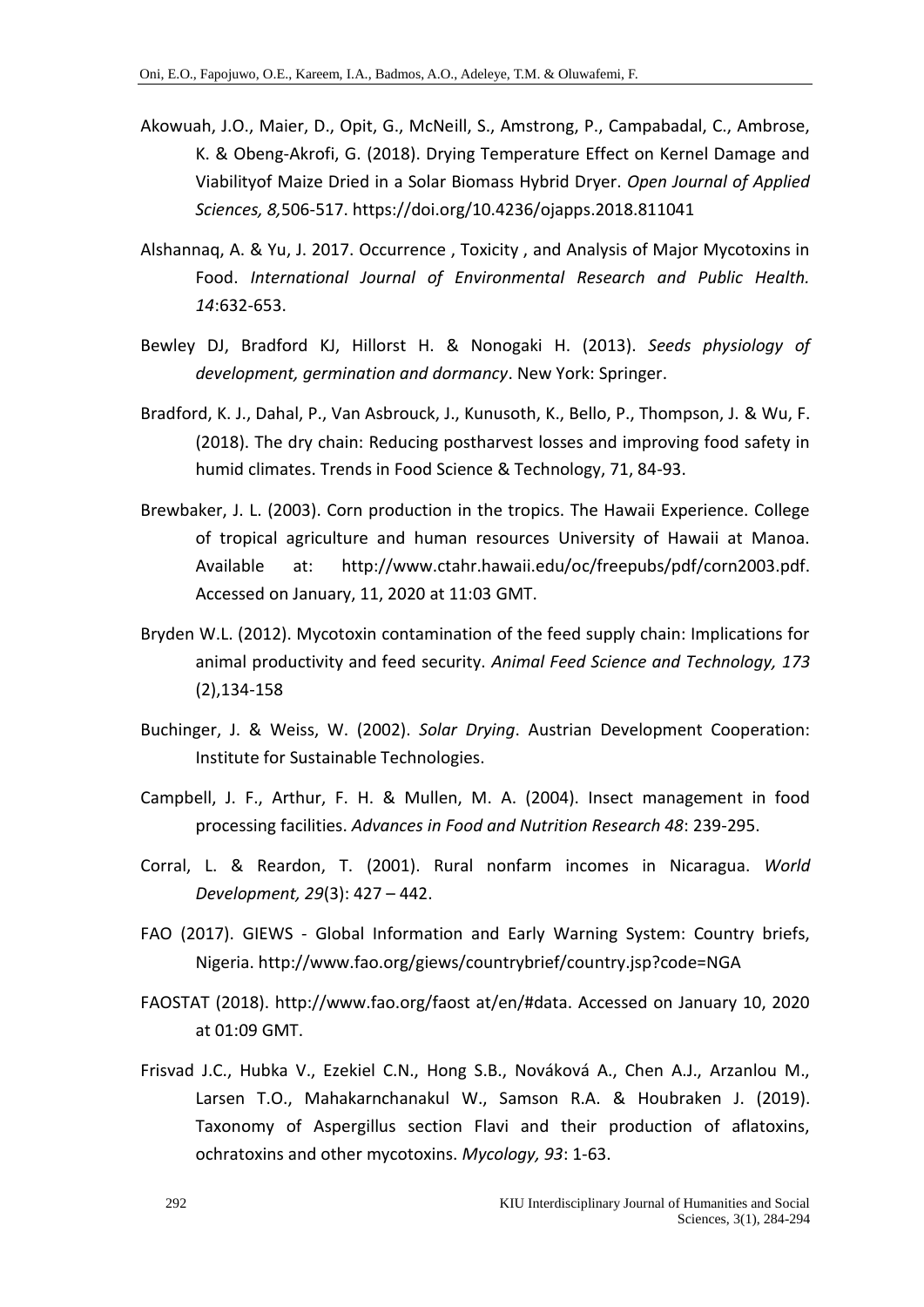Akowuah, J.O., Maier, D., Opit, G., McNeill, S., Amstrong, P., Campabadal, C., Ambrose, K. & Obeng-Akrofi, G. (2018). Drying Temperature Effect on Kernel Damage and Viabilityof Maize Dried in a Solar Biomass Hybrid Dryer. *Open Journal of Applied Sciences, 8,*506-517. https://doi.org/10.4236/ojapps.2018.811041

Alshannaq, A. & Yu, J. 2017. Occurrence , Toxicity , and Analysis of Major Mycotoxins in Food. *International Journal of Environmental Research and Public Health. 14*:632-653.

Bewley DJ, Bradford KJ, Hillorst H. & Nonogaki H. (2013). *Seeds physiology of development, germination and dormancy*. New York: Springer.

Bradford, K. J., Dahal, P., Van Asbrouck, J., Kunusoth, K., Bello, P., Thompson, J. & Wu, F. (2018). The dry chain: Reducing postharvest losses and improving food safety in humid climates. Trends in Food Science & Technology, 71, 84-93.

Brewbaker, J. L. (2003). Corn production in the tropics. The Hawaii Experience. College of tropical agriculture and human resources University of Hawaii at Manoa. Available at: http://www.ctahr.hawaii.edu/oc/freepubs/pdf/corn2003.pdf. Accessed on January, 11, 2020 at 11:03 GMT.

Bryden W.L. (2012). Mycotoxin contamination of the feed supply chain: Implications for animal productivity and feed security. *Animal Feed Science and Technology, 173* (2),134-158

Buchinger, J. & Weiss, W. (2002). *Solar Drying*. Austrian Development Cooperation: Institute for Sustainable Technologies.

Campbell, J. F., Arthur, F. H. & Mullen, M. A. (2004). Insect management in food processing facilities. *Advances in Food and Nutrition Research 48*: 239-295.

Corral, L. & Reardon, T. (2001). Rural nonfarm incomes in Nicaragua. *World Development, 29*(3): 427 – 442.

FAO (2017). GIEWS - Global Information and Early Warning System: Country briefs, Nigeria. http://www.fao.org/giews/countrybrief/country.jsp?code=NGA

FAOSTAT (2018). http://www.fao.org/faost at/en/#data. Accessed on January 10, 2020 at 01:09 GMT.

Frisvad J.C., Hubka V., Ezekiel C.N., Hong S.B., Nováková A., Chen A.J., Arzanlou M., Larsen T.O., Mahakarnchanakul W., Samson R.A. & Houbraken J. (2019). Taxonomy of Aspergillus section Flavi and their production of aflatoxins, ochratoxins and other mycotoxins. *Mycology, 93*: 1-63.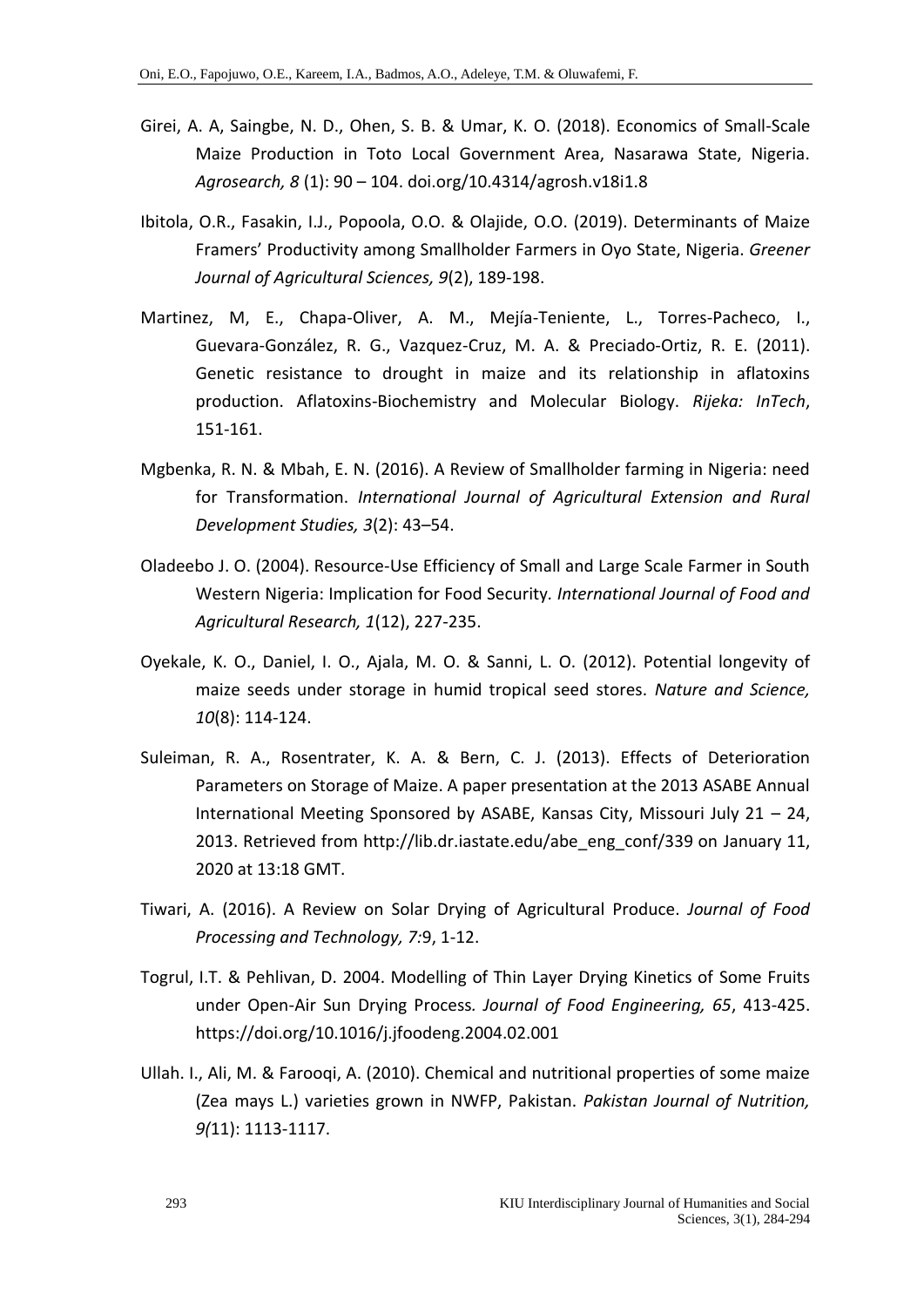Girei, A. A, Saingbe, N. D., Ohen, S. B. & Umar, K. O. (2018). Economics of Small-Scale Maize Production in Toto Local Government Area, Nasarawa State, Nigeria. *Agrosearch, 8* (1): 90 – 104. doi.org/10.4314/agrosh.v18i1.8

Ibitola, O.R., Fasakin, I.J., Popoola, O.O. & Olajide, O.O. (2019). Determinants of Maize Framers' Productivity among Smallholder Farmers in Oyo State, Nigeria. *Greener Journal of Agricultural Sciences, 9*(2), 189-198.

Martinez, M, E., Chapa-Oliver, A. M., Mejía-Teniente, L., Torres-Pacheco, I., Guevara-González, R. G., Vazquez-Cruz, M. A. & Preciado-Ortiz, R. E. (2011). Genetic resistance to drought in maize and its relationship in aflatoxins production. Aflatoxins-Biochemistry and Molecular Biology. *Rijeka: InTech*, 151-161.

Mgbenka, R. N. & Mbah, E. N. (2016). A Review of Smallholder farming in Nigeria: need for Transformation. *International Journal of Agricultural Extension and Rural Development Studies, 3*(2): 43–54.

Oladeebo J. O. (2004). Resource-Use Efficiency of Small and Large Scale Farmer in South Western Nigeria: Implication for Food Security. *International Journal of Food and Agricultural Research, 1*(12), 227-235.

Oyekale, K. O., Daniel, I. O., Ajala, M. O. & Sanni, L. O. (2012). Potential longevity of maize seeds under storage in humid tropical seed stores. *Nature and Science, 10*(8): 114-124.

Suleiman, R. A., Rosentrater, K. A. & Bern, C. J. (2013). Effects of Deterioration Parameters on Storage of Maize. A paper presentation at the 2013 ASABE Annual International Meeting Sponsored by ASABE, Kansas City, Missouri July 21 – 24, 2013. Retrieved from http://lib.dr.iastate.edu/abe_eng_conf/339 on January 11, 2020 at 13:18 GMT.

Tiwari, A. (2016). A Review on Solar Drying of Agricultural Produce. *Journal of Food Processing and Technology, 7:*9, 1-12.

Togrul, I.T. & Pehlivan, D. 2004. Modelling of Thin Layer Drying Kinetics of Some Fruits under Open-Air Sun Drying Process*. Journal of Food Engineering, 65*, 413-425. https://doi.org/10.1016/j.jfoodeng.2004.02.001

Ullah. I., Ali, M. & Farooqi, A. (2010). Chemical and nutritional properties of some maize (Zea mays L.) varieties grown in NWFP, Pakistan. *Pakistan Journal of Nutrition, 9(*11): 1113-1117.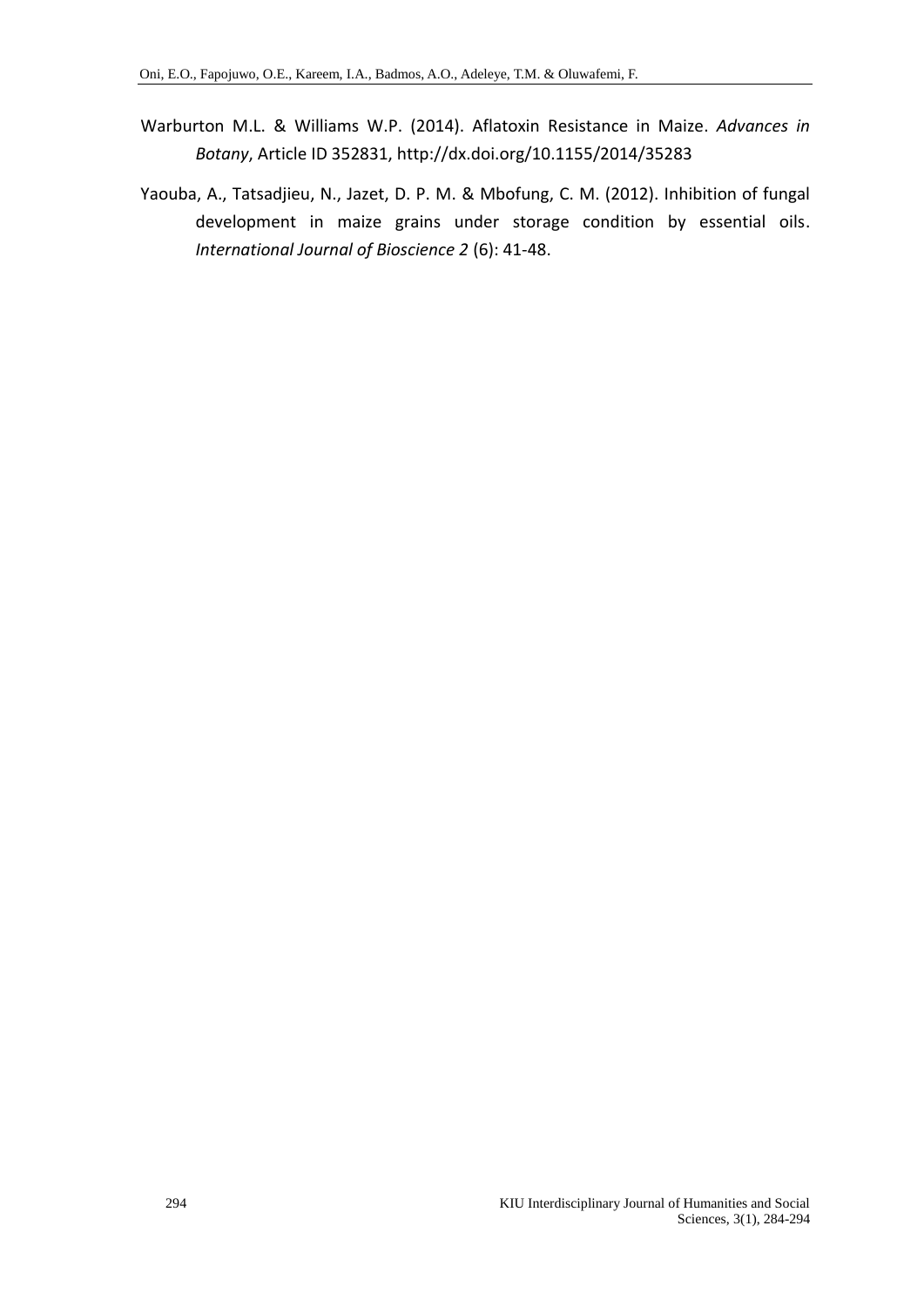Warburton M.L. & Williams W.P. (2014). Aflatoxin Resistance in Maize. *Advances in Botany*, Article ID 352831, http://dx.doi.org/10.1155/2014/35283

Yaouba, A., Tatsadjieu, N., Jazet, D. P. M. & Mbofung, C. M. (2012). Inhibition of fungal development in maize grains under storage condition by essential oils. *International Journal of Bioscience 2* (6): 41-48.